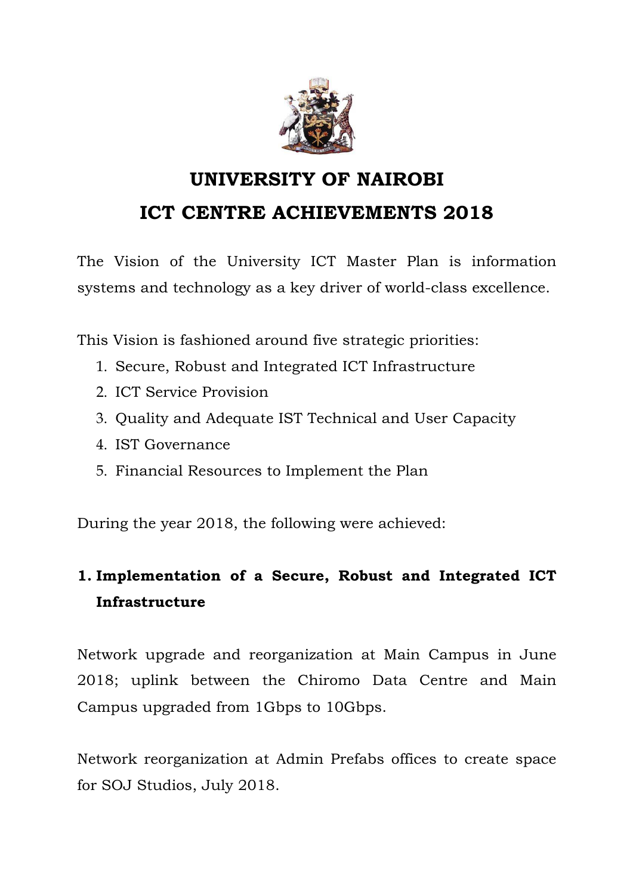# UNIVERSITY OF NAIROBI

# ICT CENTRE ACHIEVEMENTS 2018

The Vision of the University ICT Master Plan is information systems and technology as a key driver of world-class excellence.

This Vision is fashioned around five strategic priorities:

1. Secure, Robust and Integrated ICT Infrastructure
2. ICT Service Provision
3. Quality and Adequate IST Technical and User Capacity
4. IST Governance
5. Financial Resources to Implement the Plan

During the year 2018, the following were achieved:

## 1. Implementation of a Secure, Robust and Integrated ICT Infrastructure

Network upgrade and reorganization at Main Campus in June 2018; uplink between the Chiromo Data Centre and Main Campus upgraded from 1Gbps to 10Gbps.

Network reorganization at Admin Prefabs offices to create space for SOJ Studios, July 2018.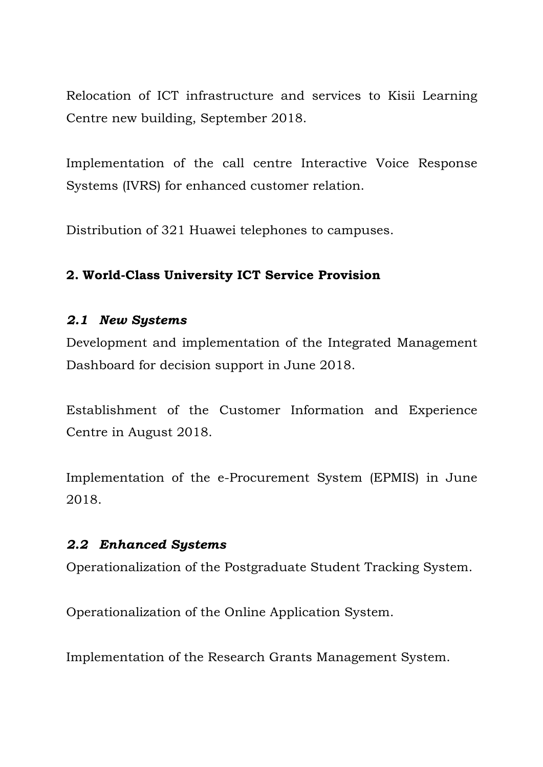Relocation of ICT infrastructure and services to Kisii Learning Centre new building, September 2018.

Implementation of the call centre Interactive Voice Response Systems (IVRS) for enhanced customer relation.

Distribution of 321 Huawei telephones to campuses.

## 2. World-Class University ICT Service Provision

### *2.1 New Systems*

Development and implementation of the Integrated Management Dashboard for decision support in June 2018.

Establishment of the Customer Information and Experience Centre in August 2018.

Implementation of the e-Procurement System (EPMIS) in June 2018.

### *2.2 Enhanced Systems*

Operationalization of the Postgraduate Student Tracking System.

Operationalization of the Online Application System.

Implementation of the Research Grants Management System.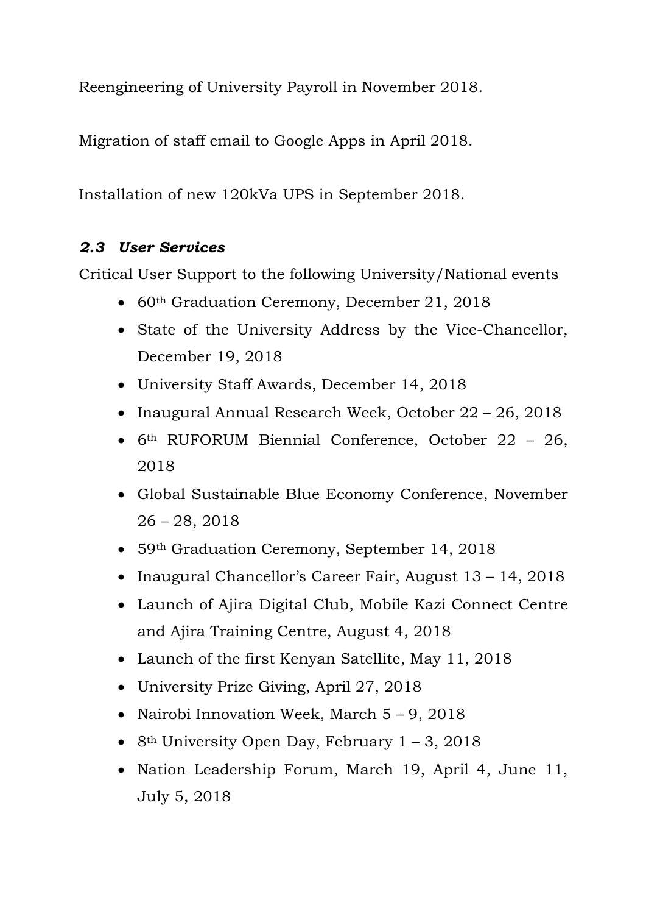Reengineering of University Payroll in November 2018.

Migration of staff email to Google Apps in April 2018.

Installation of new 120kVa UPS in September 2018.

### *2.3 User Services*

Critical User Support to the following University/National events

- 60th Graduation Ceremony, December 21, 2018
- State of the University Address by the Vice-Chancellor, December 19, 2018
- University Staff Awards, December 14, 2018
- Inaugural Annual Research Week, October 22 – 26, 2018
- 6th RUFORUM Biennial Conference, October 22 – 26, 2018
- Global Sustainable Blue Economy Conference, November 26 – 28, 2018
- 59th Graduation Ceremony, September 14, 2018
- Inaugural Chancellor's Career Fair, August 13 – 14, 2018
- Launch of Ajira Digital Club, Mobile Kazi Connect Centre and Ajira Training Centre, August 4, 2018
- Launch of the first Kenyan Satellite, May 11, 2018
- University Prize Giving, April 27, 2018
- Nairobi Innovation Week, March 5 – 9, 2018
- 8th University Open Day, February 1 – 3, 2018
- Nation Leadership Forum, March 19, April 4, June 11, July 5, 2018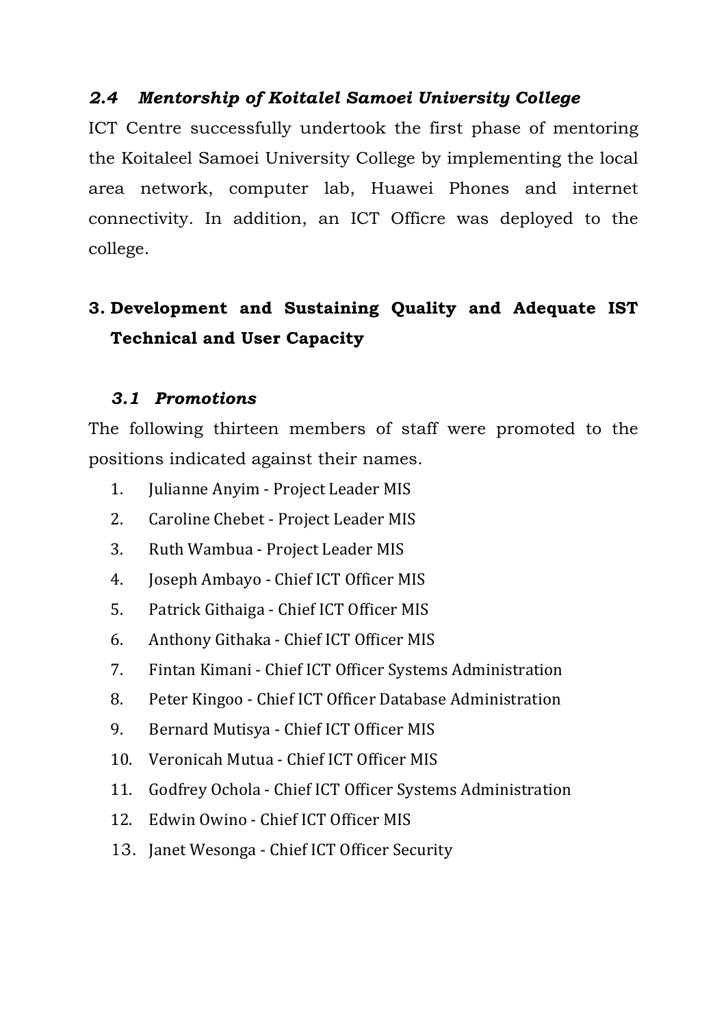### *2.4 Mentorship of Koitalel Samoei University College*

ICT Centre successfully undertook the first phase of mentoring the Koitaleel Samoei University College by implementing the local area network, computer lab, Huawei Phones and internet connectivity. In addition, an ICT Officre was deployed to the college.

## 3. Development and Sustaining Quality and Adequate IST Technical and User Capacity

### *3.1 Promotions*

The following thirteen members of staff were promoted to the positions indicated against their names.

1. Julianne Anyim - Project Leader MIS
2. Caroline Chebet - Project Leader MIS
3. Ruth Wambua - Project Leader MIS
4. Joseph Ambayo - Chief ICT Officer MIS
5. Patrick Githaiga - Chief ICT Officer MIS
6. Anthony Githaka - Chief ICT Officer MIS
7. Fintan Kimani - Chief ICT Officer Systems Administration
8. Peter Kingoo - Chief ICT Officer Database Administration
9. Bernard Mutisya - Chief ICT Officer MIS
10. Veronicah Mutua - Chief ICT Officer MIS
11. Godfrey Ochola - Chief ICT Officer Systems Administration
12. Edwin Owino - Chief ICT Officer MIS
13. Janet Wesonga - Chief ICT Officer Security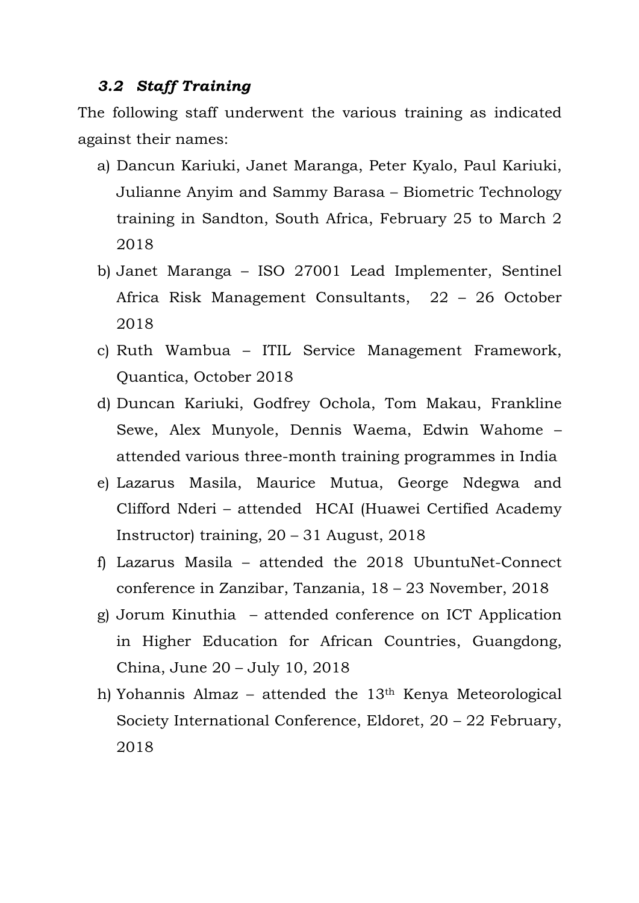### *3.2 Staff Training*

The following staff underwent the various training as indicated against their names:

a) Dancun Kariuki, Janet Maranga, Peter Kyalo, Paul Kariuki, Julianne Anyim and Sammy Barasa – Biometric Technology training in Sandton, South Africa, February 25 to March 2 2018
b) Janet Maranga – ISO 27001 Lead Implementer, Sentinel Africa Risk Management Consultants, 22 – 26 October 2018
c) Ruth Wambua – ITIL Service Management Framework, Quantica, October 2018
d) Duncan Kariuki, Godfrey Ochola, Tom Makau, Frankline Sewe, Alex Munyole, Dennis Waema, Edwin Wahome – attended various three-month training programmes in India
e) Lazarus Masila, Maurice Mutua, George Ndegwa and Clifford Nderi – attended HCAI (Huawei Certified Academy Instructor) training, 20 – 31 August, 2018
f) Lazarus Masila – attended the 2018 UbuntuNet-Connect conference in Zanzibar, Tanzania, 18 – 23 November, 2018
g) Jorum Kinuthia – attended conference on ICT Application in Higher Education for African Countries, Guangdong, China, June 20 – July 10, 2018
h) Yohannis Almaz – attended the 13th Kenya Meteorological Society International Conference, Eldoret, 20 – 22 February, 2018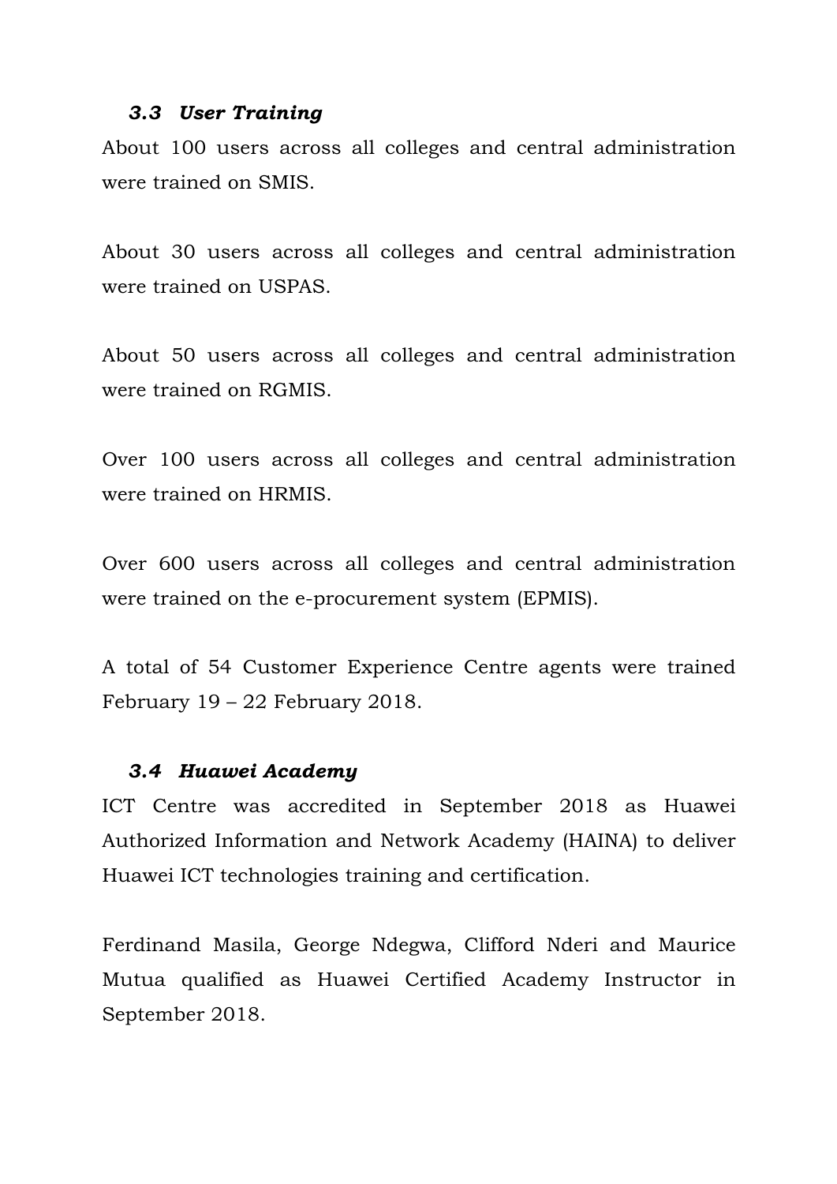### *3.3 User Training*

About 100 users across all colleges and central administration were trained on SMIS.

About 30 users across all colleges and central administration were trained on USPAS.

About 50 users across all colleges and central administration were trained on RGMIS.

Over 100 users across all colleges and central administration were trained on HRMIS.

Over 600 users across all colleges and central administration were trained on the e-procurement system (EPMIS).

A total of 54 Customer Experience Centre agents were trained February 19 – 22 February 2018.

### *3.4 Huawei Academy*

ICT Centre was accredited in September 2018 as Huawei Authorized Information and Network Academy (HAINA) to deliver Huawei ICT technologies training and certification.

Ferdinand Masila, George Ndegwa, Clifford Nderi and Maurice Mutua qualified as Huawei Certified Academy Instructor in September 2018.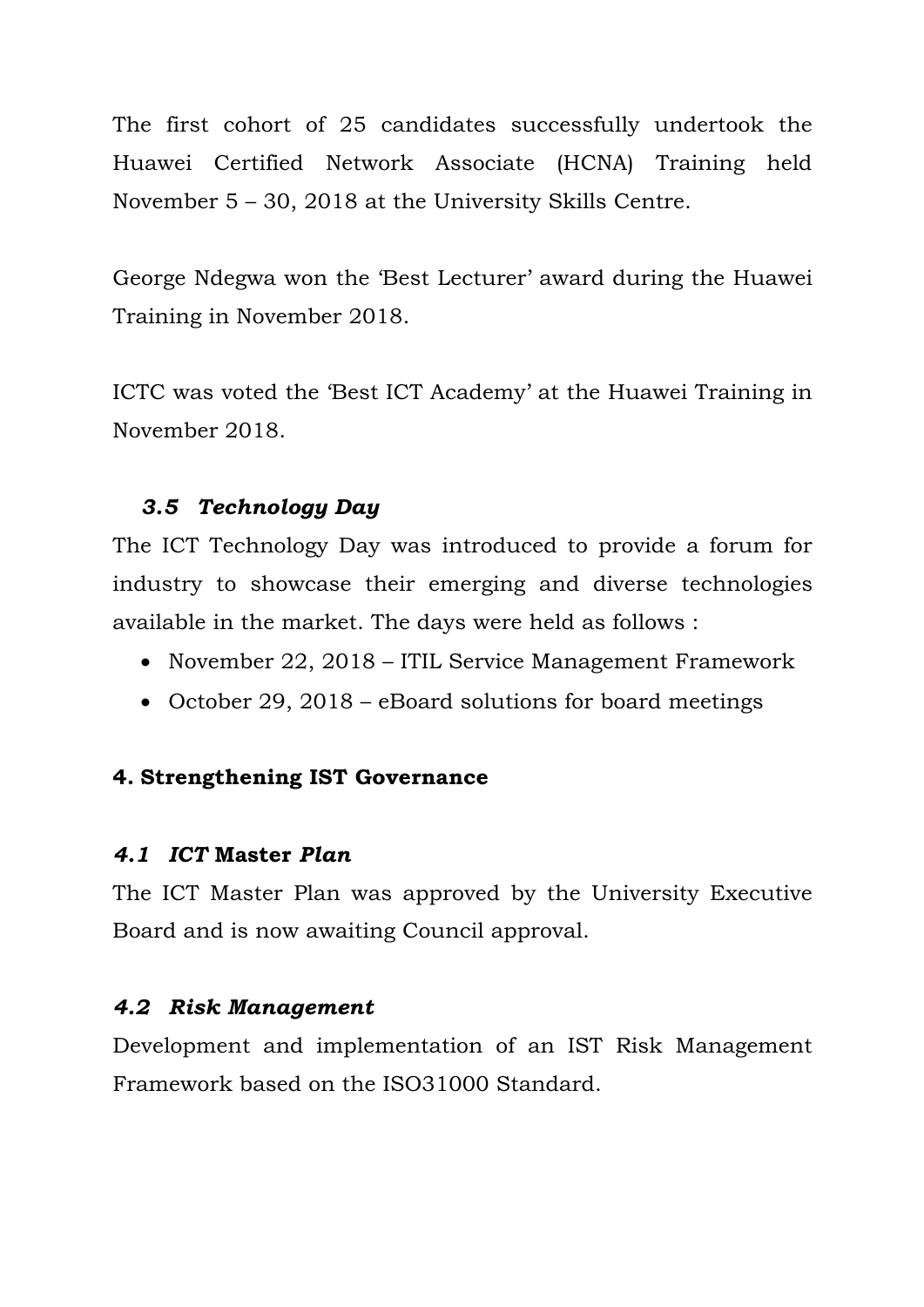The first cohort of 25 candidates successfully undertook the Huawei Certified Network Associate (HCNA) Training held November 5 – 30, 2018 at the University Skills Centre.

George Ndegwa won the 'Best Lecturer' award during the Huawei Training in November 2018.

ICTC was voted the 'Best ICT Academy' at the Huawei Training in November 2018.

### *3.5 Technology Day*

The ICT Technology Day was introduced to provide a forum for industry to showcase their emerging and diverse technologies available in the market. The days were held as follows :

- November 22, 2018 – ITIL Service Management Framework
- October 29, 2018 – eBoard solutions for board meetings

## 4. Strengthening IST Governance

### *4.1 ICT* **Master** *Plan*

The ICT Master Plan was approved by the University Executive Board and is now awaiting Council approval.

### *4.2 Risk Management*

Development and implementation of an IST Risk Management Framework based on the ISO31000 Standard.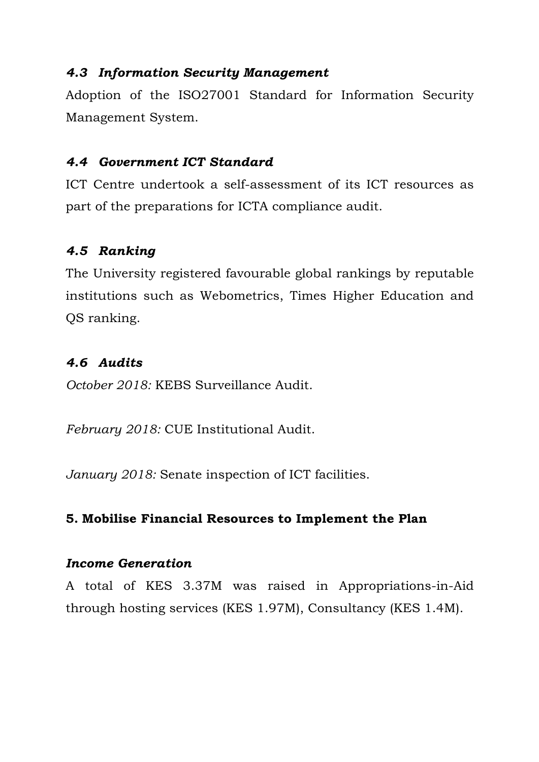### *4.3 Information Security Management*

Adoption of the ISO27001 Standard for Information Security Management System.

### *4.4 Government ICT Standard*

ICT Centre undertook a self-assessment of its ICT resources as part of the preparations for ICTA compliance audit.

### *4.5 Ranking*

The University registered favourable global rankings by reputable institutions such as Webometrics, Times Higher Education and QS ranking.

### *4.6 Audits*

*October 2018:* KEBS Surveillance Audit.

*February 2018:* CUE Institutional Audit.

*January 2018:* Senate inspection of ICT facilities.

## 5. Mobilise Financial Resources to Implement the Plan

### *Income Generation*

A total of KES 3.37M was raised in Appropriations-in-Aid through hosting services (KES 1.97M), Consultancy (KES 1.4M).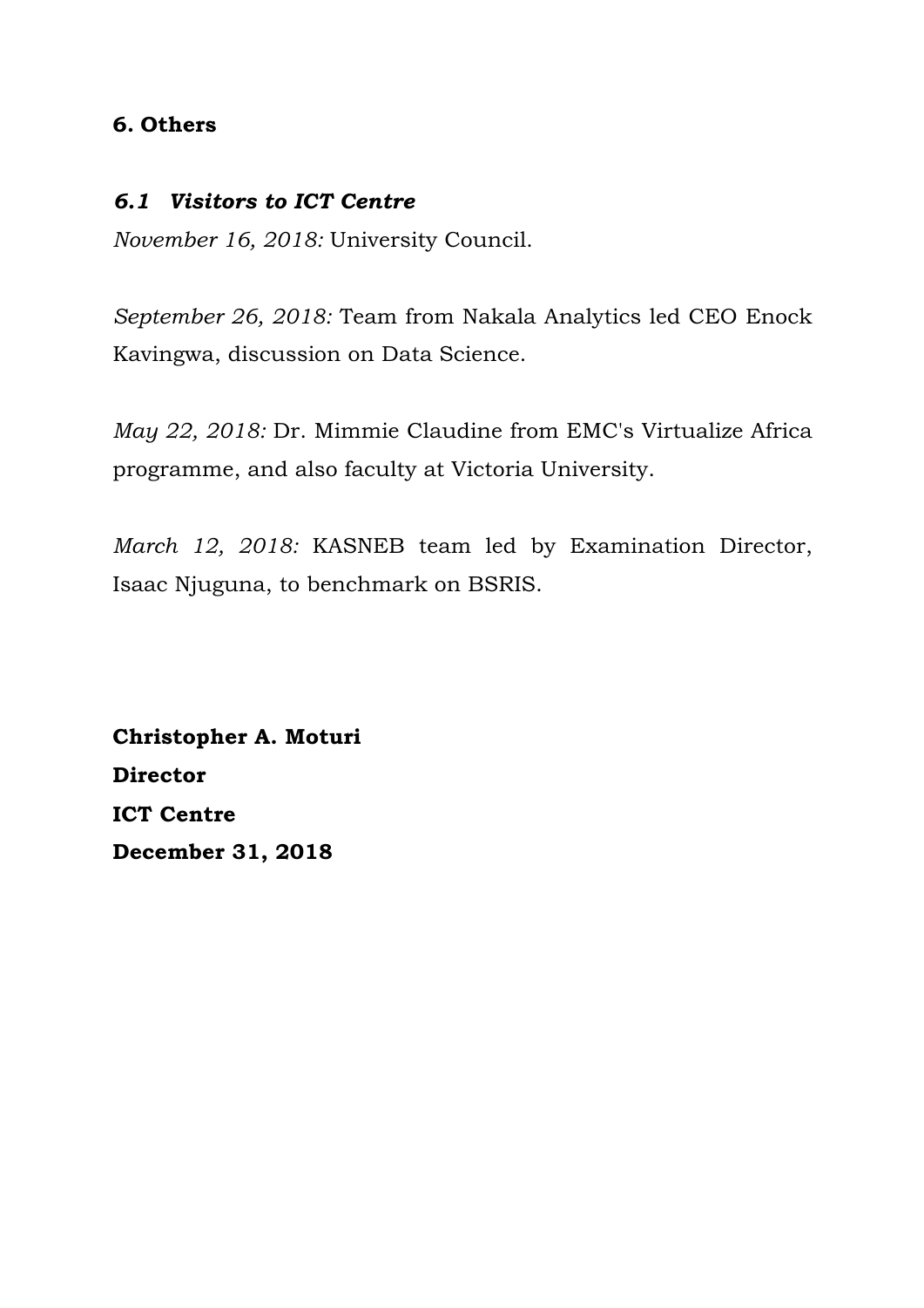## 6. Others

### *6.1 Visitors to ICT Centre*

*November 16, 2018:* University Council.

*September 26, 2018:* Team from Nakala Analytics led CEO Enock Kavingwa, discussion on Data Science.

*May 22, 2018:* Dr. Mimmie Claudine from EMC's Virtualize Africa programme, and also faculty at Victoria University.

*March 12, 2018:* KASNEB team led by Examination Director, Isaac Njuguna, to benchmark on BSRIS.

**Christopher A. Moturi**
**Director**
**ICT Centre**
**December 31, 2018**